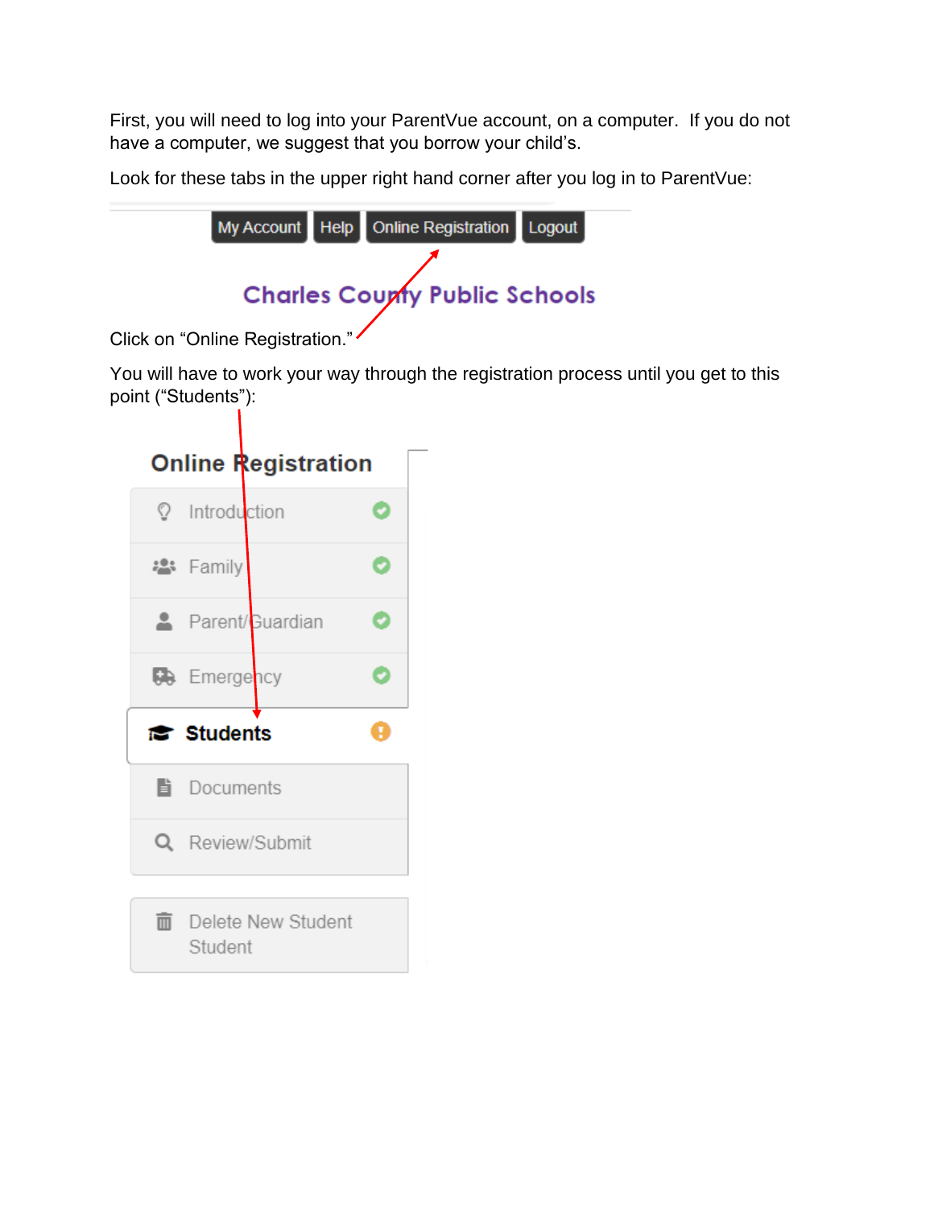First, you will need to log into your ParentVue account, on a computer. If you do not have a computer, we suggest that you borrow your child's.

Look for these tabs in the upper right hand corner after you log in to ParentVue:

My Account | Help | Online Registration | Logout

**Charles County Public Schools**

Click on "Online Registration."

You will have to work your way through the registration process until you get to this point ("Students"):

## Online Registration

- Introduction
- Family
- Parent/Guardian
- Emergency
- **Students**
- Documents
- Review/Submit

Delete New Student Student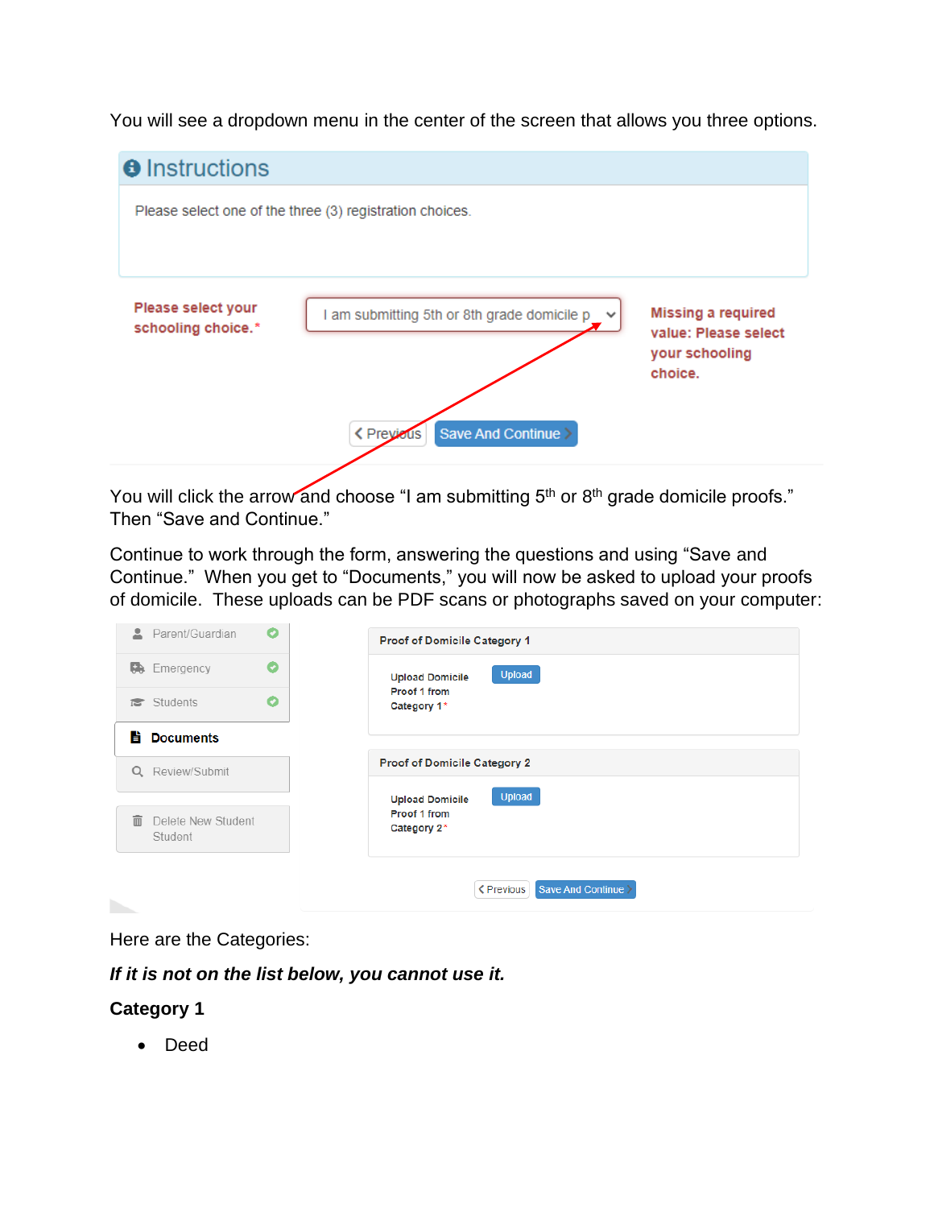You will see a dropdown menu in the center of the screen that allows you three options.

**Instructions**

Please select one of the three (3) registration choices.

Please select your schooling choice.*

I am submitting 5th or 8th grade domicile p

Missing a required value: Please select your schooling choice.

Previous | Save And Continue

You will click the arrow and choose "I am submitting 5th or 8th grade domicile proofs." Then "Save and Continue."

Continue to work through the form, answering the questions and using "Save and Continue." When you get to "Documents," you will now be asked to upload your proofs of domicile. These uploads can be PDF scans or photographs saved on your computer:

- Parent/Guardian
- Emergency
- Students
- **Documents**
- Review/Submit
- Delete New Student Student

**Proof of Domicile Category 1**

Upload Domicile Proof 1 from Category 1* — Upload

**Proof of Domicile Category 2**

Upload Domicile Proof 1 from Category 2* — Upload

Previous | Save And Continue

Here are the Categories:

***If it is not on the list below, you cannot use it.***

**Category 1**

- Deed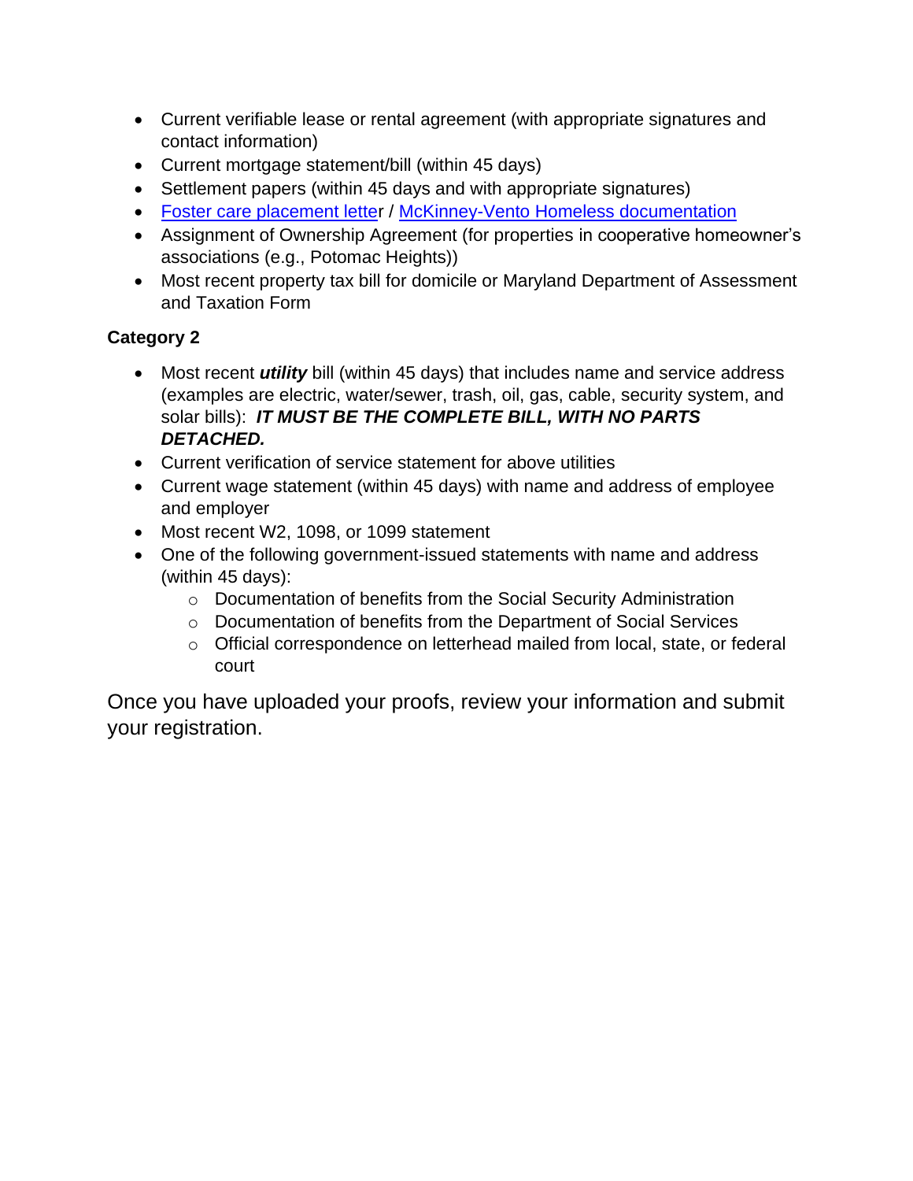- Current verifiable lease or rental agreement (with appropriate signatures and contact information)
- Current mortgage statement/bill (within 45 days)
- Settlement papers (within 45 days and with appropriate signatures)
- Foster care placement letter / McKinney-Vento Homeless documentation
- Assignment of Ownership Agreement (for properties in cooperative homeowner's associations (e.g., Potomac Heights))
- Most recent property tax bill for domicile or Maryland Department of Assessment and Taxation Form

**Category 2**

- Most recent ***utility*** bill (within 45 days) that includes name and service address (examples are electric, water/sewer, trash, oil, gas, cable, security system, and solar bills): ***IT MUST BE THE COMPLETE BILL, WITH NO PARTS DETACHED.***
- Current verification of service statement for above utilities
- Current wage statement (within 45 days) with name and address of employee and employer
- Most recent W2, 1098, or 1099 statement
- One of the following government-issued statements with name and address (within 45 days):
  - Documentation of benefits from the Social Security Administration
  - Documentation of benefits from the Department of Social Services
  - Official correspondence on letterhead mailed from local, state, or federal court

Once you have uploaded your proofs, review your information and submit your registration.